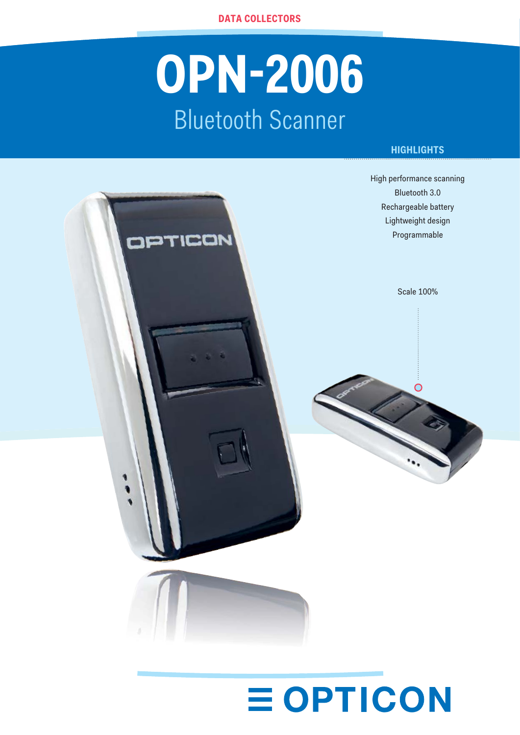DATA COLLECTORS

# OPN-2006

## Bluetooth Scanner

### HIGHLIGHTS

- High performance scanning
- Bluetooth 3.0
- Rechargeable battery
- Lightweight design
- Programmable

Scale 100%

OPTICON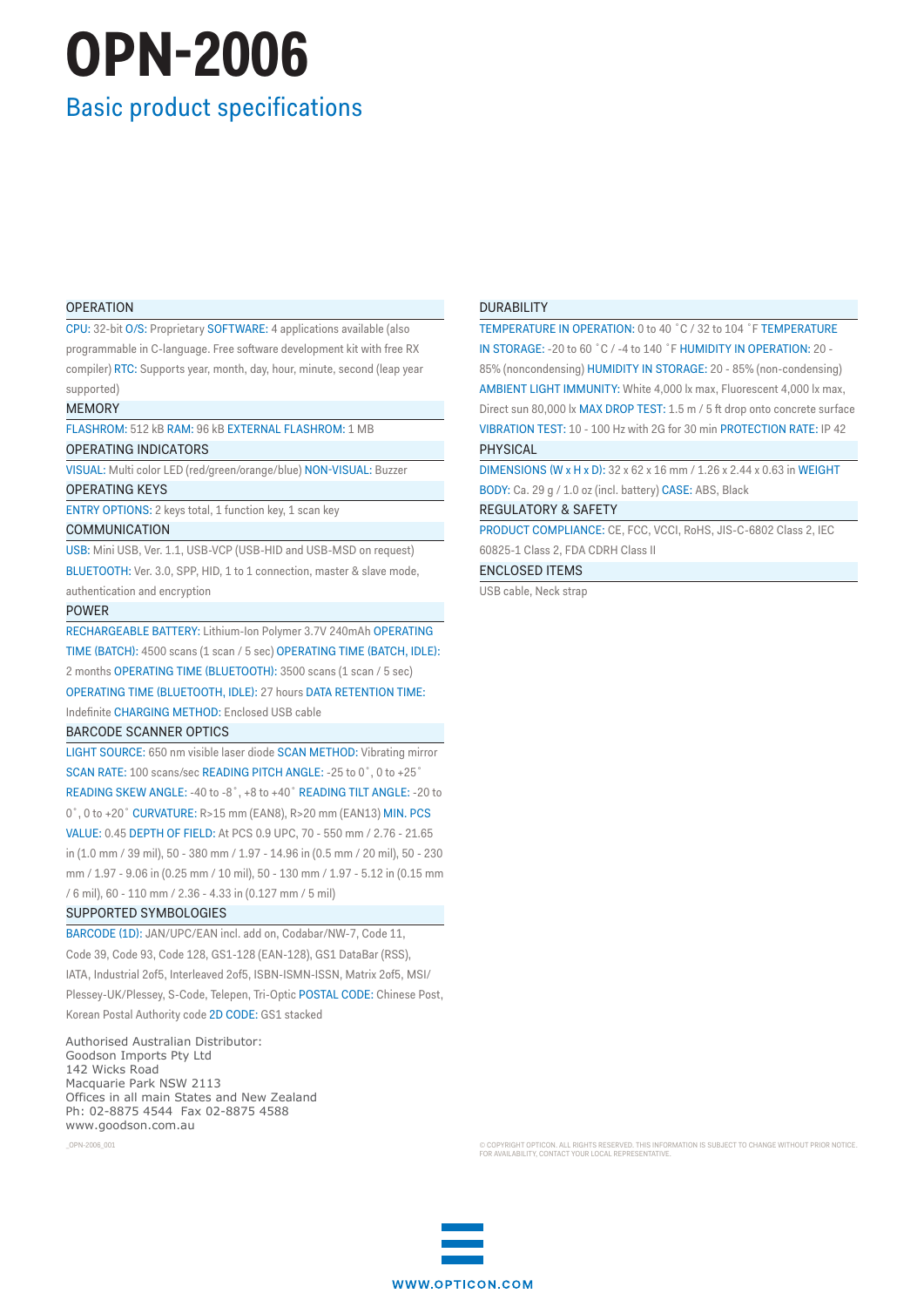# OPN-2006

## Basic product specifications

### OPERATION

CPU: 32-bit O/S: Proprietary SOFTWARE: 4 applications available (also programmable in C-language. Free software development kit with free RX compiler) RTC: Supports year, month, day, hour, minute, second (leap year supported)

### MEMORY

FLASHROM: 512 kB RAM: 96 kB EXTERNAL FLASHROM: 1 MB

### OPERATING INDICATORS

VISUAL: Multi color LED (red/green/orange/blue) NON-VISUAL: Buzzer

### OPERATING KEYS

ENTRY OPTIONS: 2 keys total, 1 function key, 1 scan key

### COMMUNICATION

USB: Mini USB, Ver. 1.1, USB-VCP (USB-HID and USB-MSD on request) BLUETOOTH: Ver. 3.0, SPP, HID, 1 to 1 connection, master & slave mode, authentication and encryption

### POWER

RECHARGEABLE BATTERY: Lithium-Ion Polymer 3.7V 240mAh OPERATING TIME (BATCH): 4500 scans (1 scan / 5 sec) OPERATING TIME (BATCH, IDLE): 2 months OPERATING TIME (BLUETOOTH): 3500 scans (1 scan / 5 sec) OPERATING TIME (BLUETOOTH, IDLE): 27 hours DATA RETENTION TIME: Indefinite CHARGING METHOD: Enclosed USB cable

### BARCODE SCANNER OPTICS

LIGHT SOURCE: 650 nm visible laser diode SCAN METHOD: Vibrating mirror SCAN RATE: 100 scans/sec READING PITCH ANGLE: -25 to 0˚, 0 to +25˚ READING SKEW ANGLE: -40 to -8˚, +8 to +40˚ READING TILT ANGLE: -20 to 0˚, 0 to +20˚ CURVATURE: R>15 mm (EAN8), R>20 mm (EAN13) MIN. PCS VALUE: 0.45 DEPTH OF FIELD: At PCS 0.9 UPC, 70 - 550 mm / 2.76 - 21.65 in (1.0 mm / 39 mil), 50 - 380 mm / 1.97 - 14.96 in (0.5 mm / 20 mil), 50 - 230 mm / 1.97 - 9.06 in (0.25 mm / 10 mil), 50 - 130 mm / 1.97 - 5.12 in (0.15 mm / 6 mil), 60 - 110 mm / 2.36 - 4.33 in (0.127 mm / 5 mil)

### SUPPORTED SYMBOLOGIES

BARCODE (1D): JAN/UPC/EAN incl. add on, Codabar/NW-7, Code 11, Code 39, Code 93, Code 128, GS1-128 (EAN-128), GS1 DataBar (RSS), IATA, Industrial 2of5, Interleaved 2of5, ISBN-ISMN-ISSN, Matrix 2of5, MSI/Plessey-UK/Plessey, S-Code, Telepen, Tri-Optic POSTAL CODE: Chinese Post, Korean Postal Authority code 2D CODE: GS1 stacked

### DURABILITY

TEMPERATURE IN OPERATION: 0 to 40 ˚C / 32 to 104 ˚F TEMPERATURE IN STORAGE: -20 to 60 ˚C / -4 to 140 ˚F HUMIDITY IN OPERATION: 20 - 85% (noncondensing) HUMIDITY IN STORAGE: 20 - 85% (non-condensing) AMBIENT LIGHT IMMUNITY: White 4,000 lx max, Fluorescent 4,000 lx max, Direct sun 80,000 lx MAX DROP TEST: 1.5 m / 5 ft drop onto concrete surface VIBRATION TEST: 10 - 100 Hz with 2G for 30 min PROTECTION RATE: IP 42

### PHYSICAL

DIMENSIONS (W x H x D): 32 x 62 x 16 mm / 1.26 x 2.44 x 0.63 in WEIGHT BODY: Ca. 29 g / 1.0 oz (incl. battery) CASE: ABS, Black

### REGULATORY & SAFETY

PRODUCT COMPLIANCE: CE, FCC, VCCI, RoHS, JIS-C-6802 Class 2, IEC 60825-1 Class 2, FDA CDRH Class II

### ENCLOSED ITEMS

USB cable, Neck strap

Authorised Australian Distributor:
Goodson Imports Pty Ltd
142 Wicks Road
Macquarie Park NSW 2113
Offices in all main States and New Zealand
Ph: 02-8875 4544 Fax 02-8875 4588
www.goodson.com.au

_OPN-2006_001

© COPYRIGHT OPTICON. ALL RIGHTS RESERVED. THIS INFORMATION IS SUBJECT TO CHANGE WITHOUT PRIOR NOTICE. FOR AVAILABILITY, CONTACT YOUR LOCAL REPRESENTATIVE.

WWW.OPTICON.COM